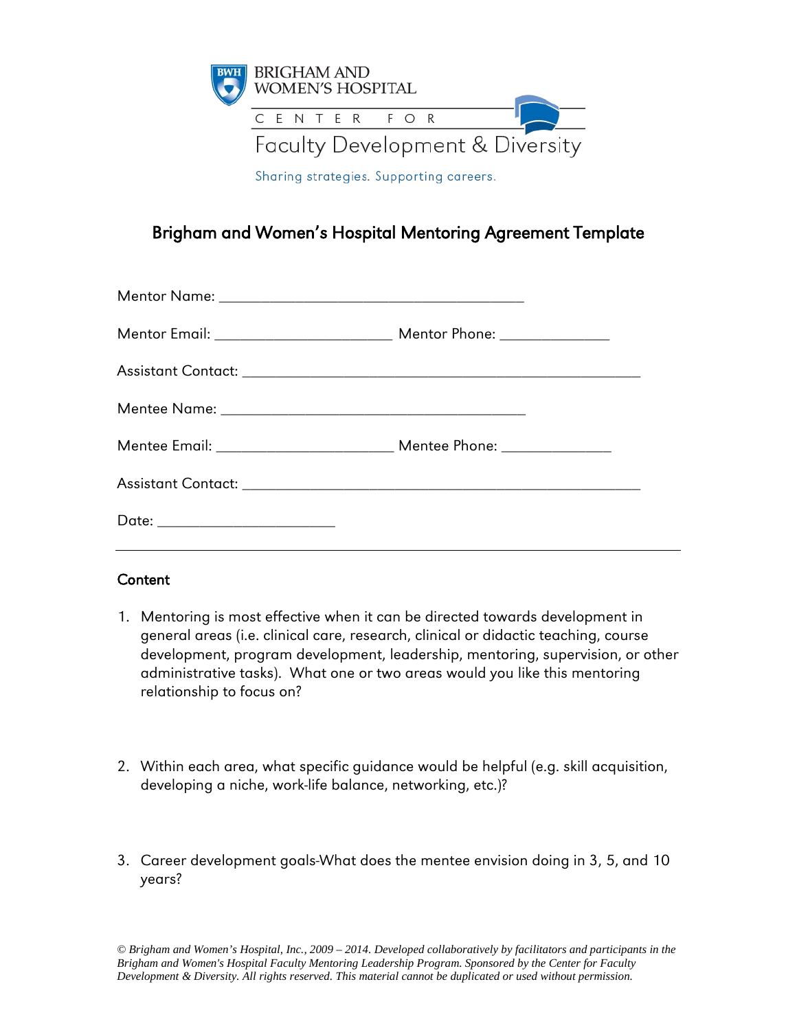BRIGHAM AND WOMEN'S HOSPITAL

CENTER FOR

Faculty Development & Diversity

Sharing strategies. Supporting careers.

# Brigham and Women's Hospital Mentoring Agreement Template

Mentor Name: ________________________________________

Mentor Email: ________________________ Mentor Phone: ______________

Assistant Contact: ______________________________________________________

Mentee Name: ________________________________________

Mentee Email: ________________________ Mentee Phone: ______________

Assistant Contact: ______________________________________________________

Date: ________________________

---

## Content

1. Mentoring is most effective when it can be directed towards development in general areas (i.e. clinical care, research, clinical or didactic teaching, course development, program development, leadership, mentoring, supervision, or other administrative tasks). What one or two areas would you like this mentoring relationship to focus on?

2. Within each area, what specific guidance would be helpful (e.g. skill acquisition, developing a niche, work-life balance, networking, etc.)?

3. Career development goals-What does the mentee envision doing in 3, 5, and 10 years?

*© Brigham and Women's Hospital, Inc., 2009 – 2014. Developed collaboratively by facilitators and participants in the Brigham and Women's Hospital Faculty Mentoring Leadership Program. Sponsored by the Center for Faculty Development & Diversity. All rights reserved. This material cannot be duplicated or used without permission.*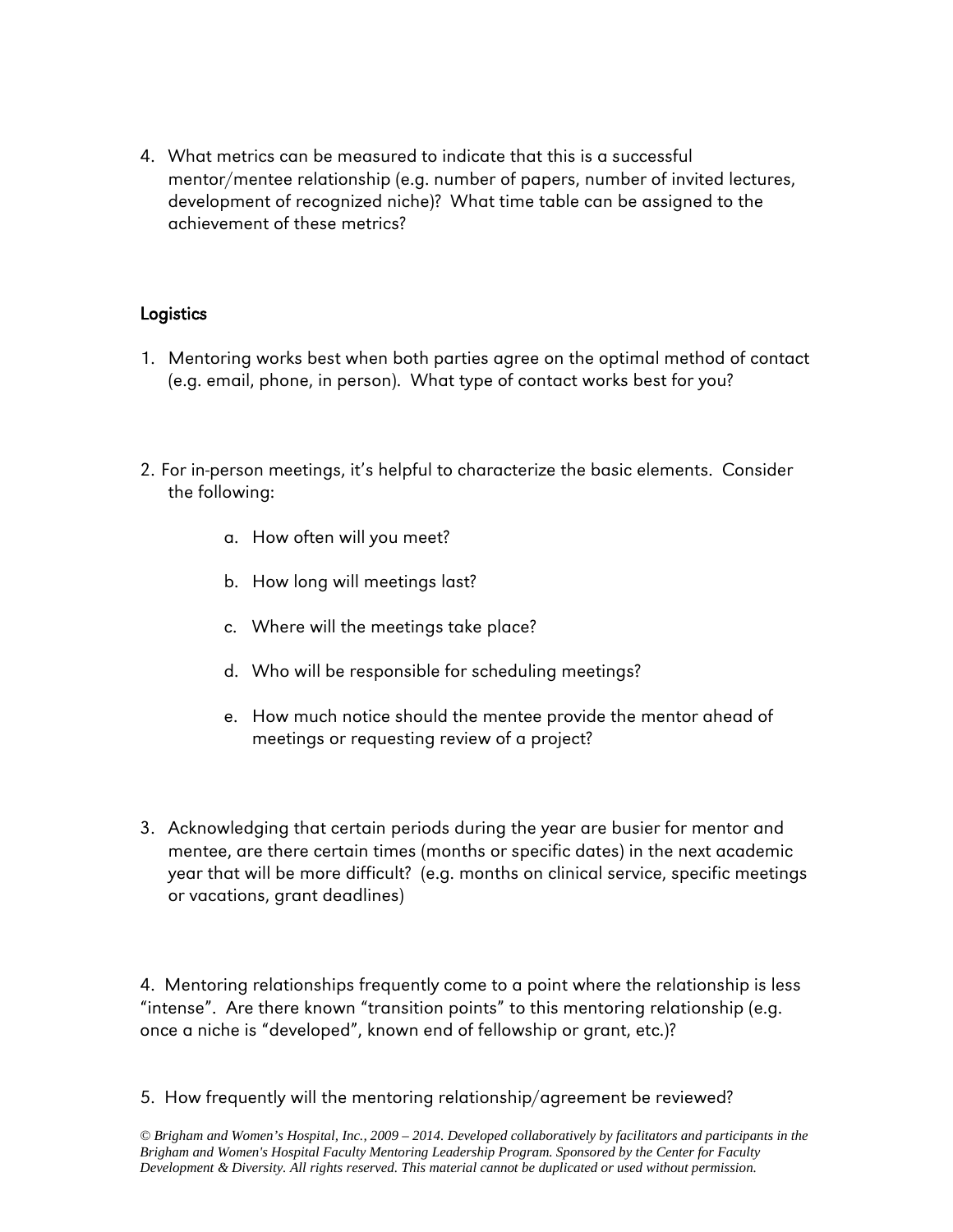4. What metrics can be measured to indicate that this is a successful mentor/mentee relationship (e.g. number of papers, number of invited lectures, development of recognized niche)? What time table can be assigned to the achievement of these metrics?

## Logistics

1. Mentoring works best when both parties agree on the optimal method of contact (e.g. email, phone, in person). What type of contact works best for you?

2. For in-person meetings, it's helpful to characterize the basic elements. Consider the following:

   a. How often will you meet?

   b. How long will meetings last?

   c. Where will the meetings take place?

   d. Who will be responsible for scheduling meetings?

   e. How much notice should the mentee provide the mentor ahead of meetings or requesting review of a project?

3. Acknowledging that certain periods during the year are busier for mentor and mentee, are there certain times (months or specific dates) in the next academic year that will be more difficult? (e.g. months on clinical service, specific meetings or vacations, grant deadlines)

4. Mentoring relationships frequently come to a point where the relationship is less "intense". Are there known "transition points" to this mentoring relationship (e.g. once a niche is "developed", known end of fellowship or grant, etc.)?

5. How frequently will the mentoring relationship/agreement be reviewed?

*© Brigham and Women's Hospital, Inc., 2009 – 2014. Developed collaboratively by facilitators and participants in the Brigham and Women's Hospital Faculty Mentoring Leadership Program. Sponsored by the Center for Faculty Development & Diversity. All rights reserved. This material cannot be duplicated or used without permission.*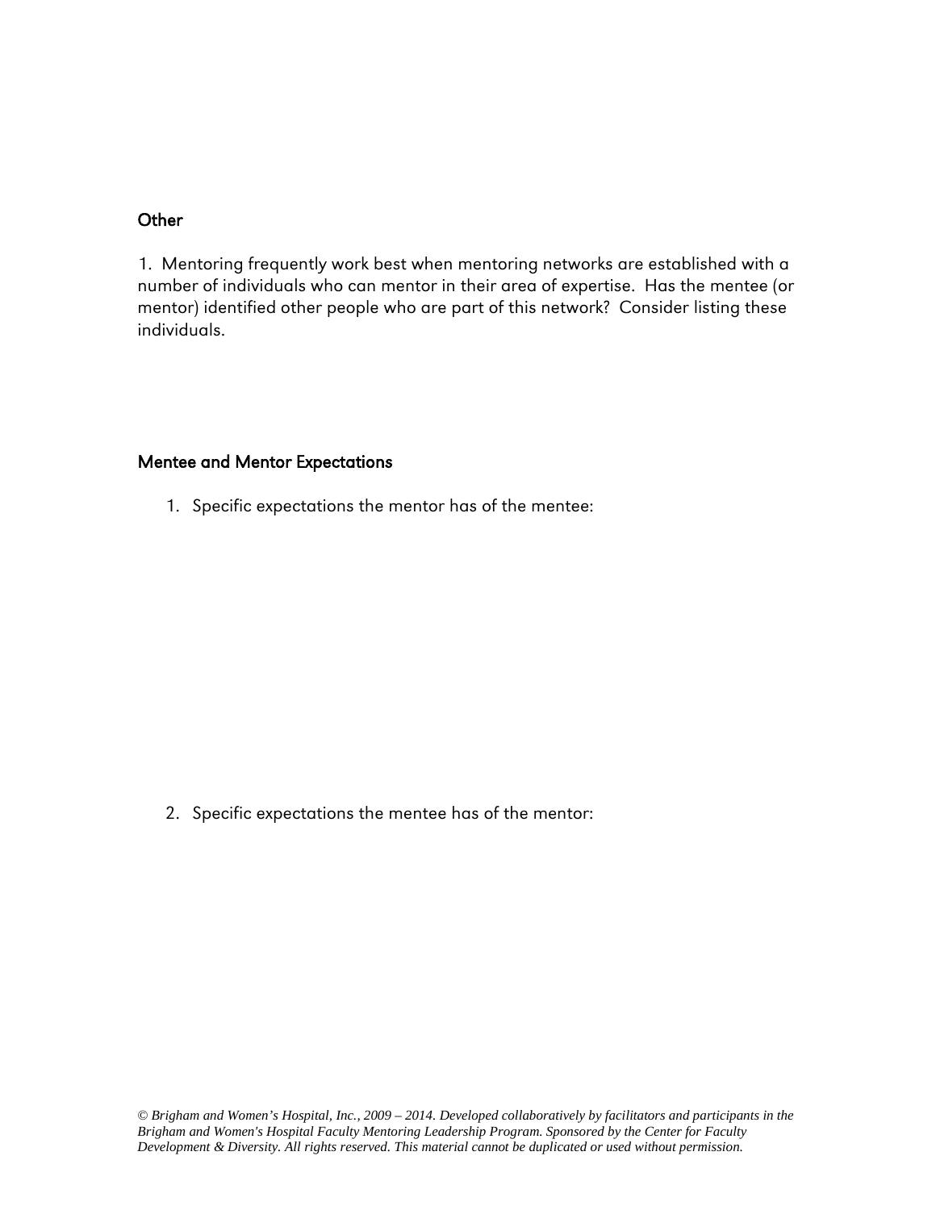## Other

1. Mentoring frequently work best when mentoring networks are established with a number of individuals who can mentor in their area of expertise. Has the mentee (or mentor) identified other people who are part of this network? Consider listing these individuals.

## Mentee and Mentor Expectations

1. Specific expectations the mentor has of the mentee:

2. Specific expectations the mentee has of the mentor:

*© Brigham and Women's Hospital, Inc., 2009 – 2014. Developed collaboratively by facilitators and participants in the Brigham and Women's Hospital Faculty Mentoring Leadership Program. Sponsored by the Center for Faculty Development & Diversity. All rights reserved. This material cannot be duplicated or used without permission.*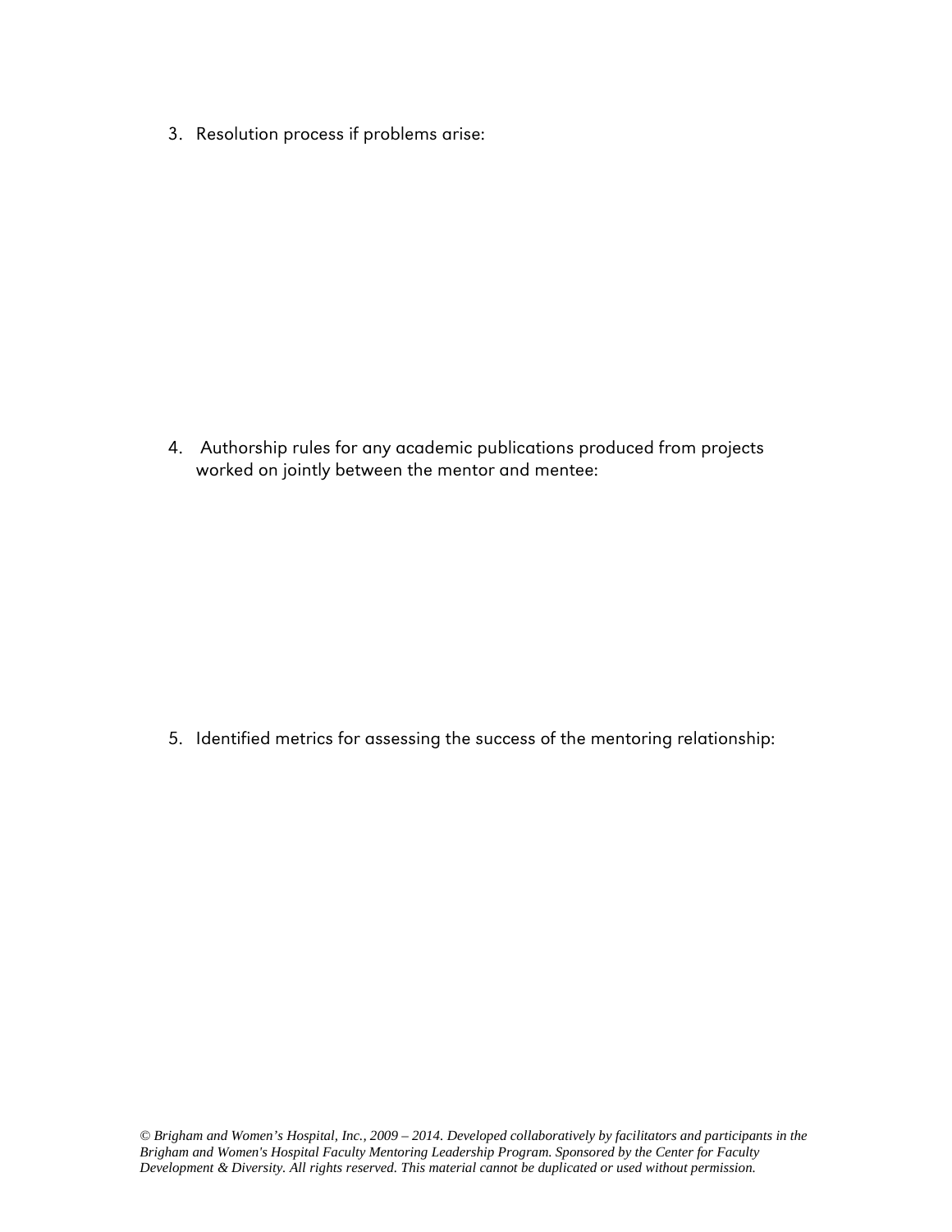3. Resolution process if problems arise:

4. Authorship rules for any academic publications produced from projects worked on jointly between the mentor and mentee:

5. Identified metrics for assessing the success of the mentoring relationship:

*© Brigham and Women's Hospital, Inc., 2009 – 2014. Developed collaboratively by facilitators and participants in the Brigham and Women's Hospital Faculty Mentoring Leadership Program. Sponsored by the Center for Faculty Development & Diversity. All rights reserved. This material cannot be duplicated or used without permission.*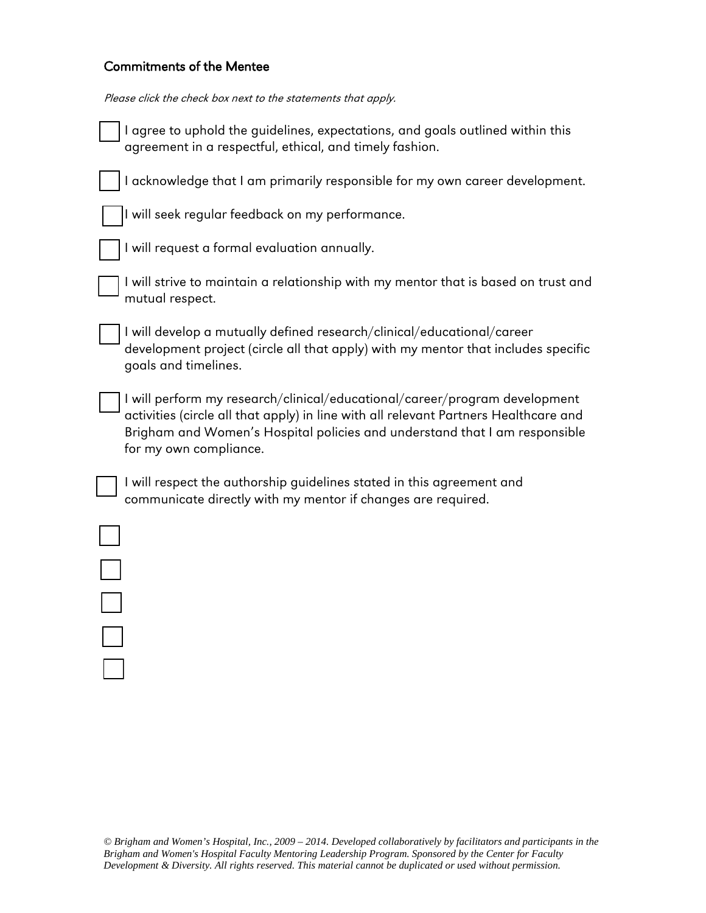## Commitments of the Mentee

*Please click the check box next to the statements that apply.*

- [ ] I agree to uphold the guidelines, expectations, and goals outlined within this agreement in a respectful, ethical, and timely fashion.
- [ ] I acknowledge that I am primarily responsible for my own career development.
- [ ] I will seek regular feedback on my performance.
- [ ] I will request a formal evaluation annually.
- [ ] I will strive to maintain a relationship with my mentor that is based on trust and mutual respect.
- [ ] I will develop a mutually defined research/clinical/educational/career development project (circle all that apply) with my mentor that includes specific goals and timelines.
- [ ] I will perform my research/clinical/educational/career/program development activities (circle all that apply) in line with all relevant Partners Healthcare and Brigham and Women's Hospital policies and understand that I am responsible for my own compliance.
- [ ] I will respect the authorship guidelines stated in this agreement and communicate directly with my mentor if changes are required.
- [ ] 
- [ ] 
- [ ] 
- [ ] 
- [ ] 

*© Brigham and Women's Hospital, Inc., 2009 – 2014. Developed collaboratively by facilitators and participants in the Brigham and Women's Hospital Faculty Mentoring Leadership Program. Sponsored by the Center for Faculty Development & Diversity. All rights reserved. This material cannot be duplicated or used without permission.*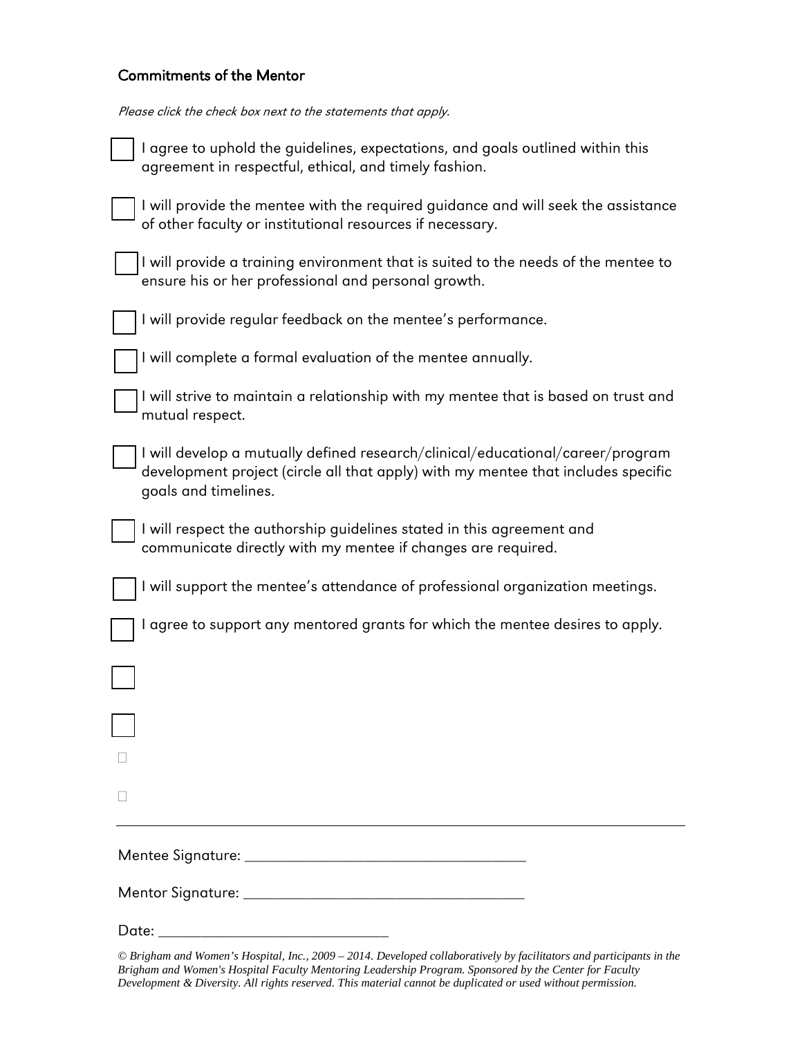### Commitments of the Mentor

*Please click the check box next to the statements that apply.*

- ☐ I agree to uphold the guidelines, expectations, and goals outlined within this agreement in respectful, ethical, and timely fashion.
- ☐ I will provide the mentee with the required guidance and will seek the assistance of other faculty or institutional resources if necessary.
- ☐ I will provide a training environment that is suited to the needs of the mentee to ensure his or her professional and personal growth.
- ☐ I will provide regular feedback on the mentee's performance.
- ☐ I will complete a formal evaluation of the mentee annually.
- ☐ I will strive to maintain a relationship with my mentee that is based on trust and mutual respect.
- ☐ I will develop a mutually defined research/clinical/educational/career/program development project (circle all that apply) with my mentee that includes specific goals and timelines.
- ☐ I will respect the authorship guidelines stated in this agreement and communicate directly with my mentee if changes are required.
- ☐ I will support the mentee's attendance of professional organization meetings.
- ☐ I agree to support any mentored grants for which the mentee desires to apply.
- ☐
- ☐
- ☐
- ☐

---

Mentee Signature: ____________________________________

Mentor Signature: ____________________________________

Date: ______________________________

*© Brigham and Women's Hospital, Inc., 2009 – 2014. Developed collaboratively by facilitators and participants in the Brigham and Women's Hospital Faculty Mentoring Leadership Program. Sponsored by the Center for Faculty Development & Diversity. All rights reserved. This material cannot be duplicated or used without permission.*